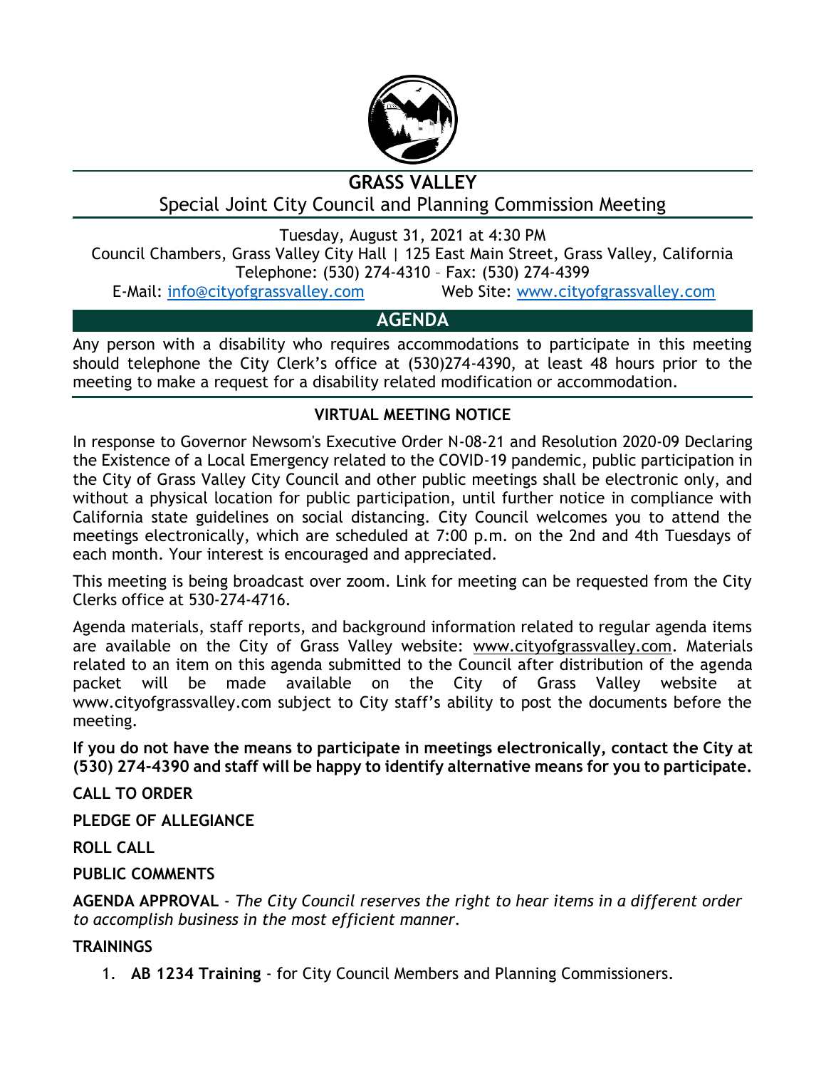# GRASS VALLEY

## Special Joint City Council and Planning Commission Meeting

Tuesday, August 31, 2021 at 4:30 PM
Council Chambers, Grass Valley City Hall | 125 East Main Street, Grass Valley, California
Telephone: (530) 274-4310 – Fax: (530) 274-4399
E-Mail: info@cityofgrassvalley.com Web Site: www.cityofgrassvalley.com

## AGENDA

Any person with a disability who requires accommodations to participate in this meeting should telephone the City Clerk's office at (530)274-4390, at least 48 hours prior to the meeting to make a request for a disability related modification or accommodation.

**VIRTUAL MEETING NOTICE**

In response to Governor Newsom's Executive Order N-08-21 and Resolution 2020-09 Declaring the Existence of a Local Emergency related to the COVID-19 pandemic, public participation in the City of Grass Valley City Council and other public meetings shall be electronic only, and without a physical location for public participation, until further notice in compliance with California state guidelines on social distancing. City Council welcomes you to attend the meetings electronically, which are scheduled at 7:00 p.m. on the 2nd and 4th Tuesdays of each month. Your interest is encouraged and appreciated.

This meeting is being broadcast over zoom. Link for meeting can be requested from the City Clerks office at 530-274-4716.

Agenda materials, staff reports, and background information related to regular agenda items are available on the City of Grass Valley website: www.cityofgrassvalley.com. Materials related to an item on this agenda submitted to the Council after distribution of the agenda packet will be made available on the City of Grass Valley website at www.cityofgrassvalley.com subject to City staff's ability to post the documents before the meeting.

**If you do not have the means to participate in meetings electronically, contact the City at (530) 274-4390 and staff will be happy to identify alternative means for you to participate.**

**CALL TO ORDER**

**PLEDGE OF ALLEGIANCE**

**ROLL CALL**

**PUBLIC COMMENTS**

**AGENDA APPROVAL** - *The City Council reserves the right to hear items in a different order to accomplish business in the most efficient manner.*

**TRAININGS**

1. **AB 1234 Training** - for City Council Members and Planning Commissioners.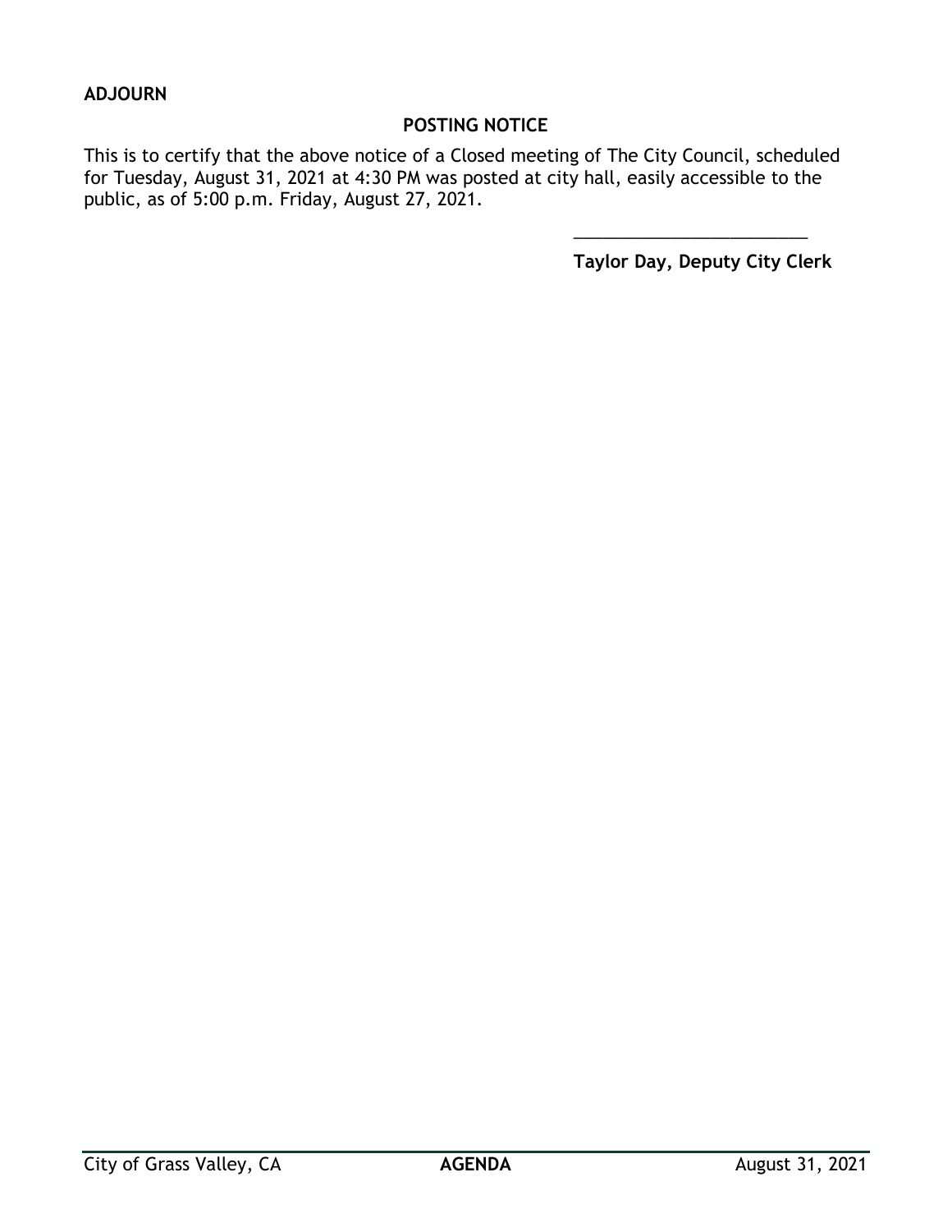**ADJOURN**

**POSTING NOTICE**

This is to certify that the above notice of a Closed meeting of The City Council, scheduled for Tuesday, August 31, 2021 at 4:30 PM was posted at city hall, easily accessible to the public, as of 5:00 p.m. Friday, August 27, 2021.

_________________________

**Taylor Day, Deputy City Clerk**